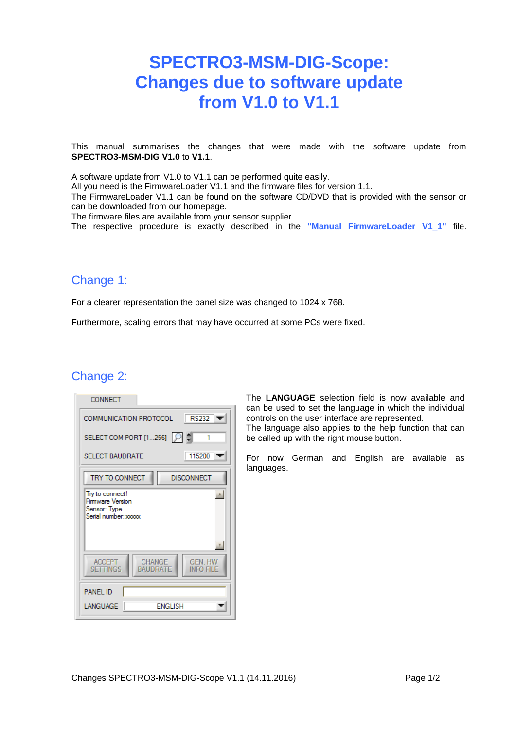# SPECTRO3-MSM-DIG-Scope: Changes due to software update from V1.0 to V1.1

This manual summarises the changes that were made with the software update from **SPECTRO3-MSM-DIG V1.0** to **V1.1**.

A software update from V1.0 to V1.1 can be performed quite easily.
All you need is the FirmwareLoader V1.1 and the firmware files for version 1.1.
The FirmwareLoader V1.1 can be found on the software CD/DVD that is provided with the sensor or can be downloaded from our homepage.
The firmware files are available from your sensor supplier.
The respective procedure is exactly described in the **"Manual FirmwareLoader V1_1"** file.

## Change 1:

For a clearer representation the panel size was changed to 1024 x 768.

Furthermore, scaling errors that may have occurred at some PCs were fixed.

## Change 2:

The **LANGUAGE** selection field is now available and can be used to set the language in which the individual controls on the user interface are represented.
The language also applies to the help function that can be called up with the right mouse button.

For now German and English are available as languages.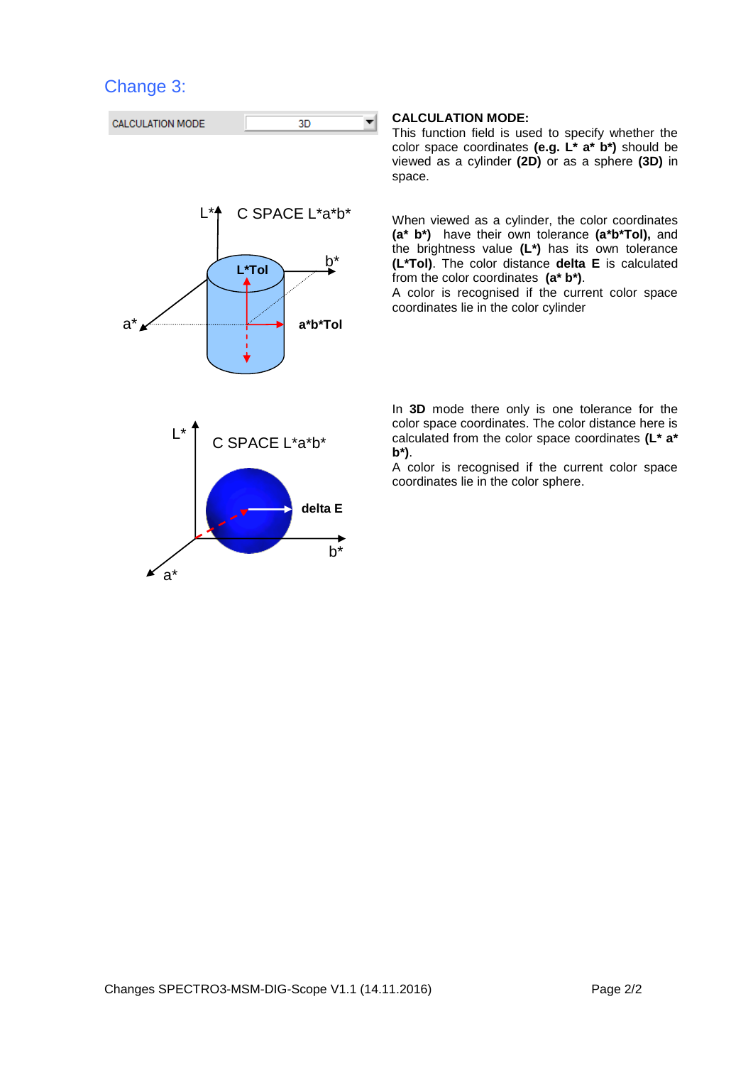## Change 3:

CALCULATION MODE | 3D

**CALCULATION MODE:**
This function field is used to specify whether the color space coordinates **(e.g. L* a* b*)** should be viewed as a cylinder **(2D)** or as a sphere **(3D)** in space.

L*
C SPACE L*a*b*
L*Tol
b*
a*
a*b*Tol

When viewed as a cylinder, the color coordinates **(a* b*)** have their own tolerance **(a*b*Tol),** and the brightness value **(L*)** has its own tolerance **(L*Tol)**. The color distance **delta E** is calculated from the color coordinates **(a* b*)**.
A color is recognised if the current color space coordinates lie in the color cylinder

L*
C SPACE L*a*b*
delta E
b*
a*

In **3D** mode there only is one tolerance for the color space coordinates. The color distance here is calculated from the color space coordinates **(L* a* b*)**.
A color is recognised if the current color space coordinates lie in the color sphere.